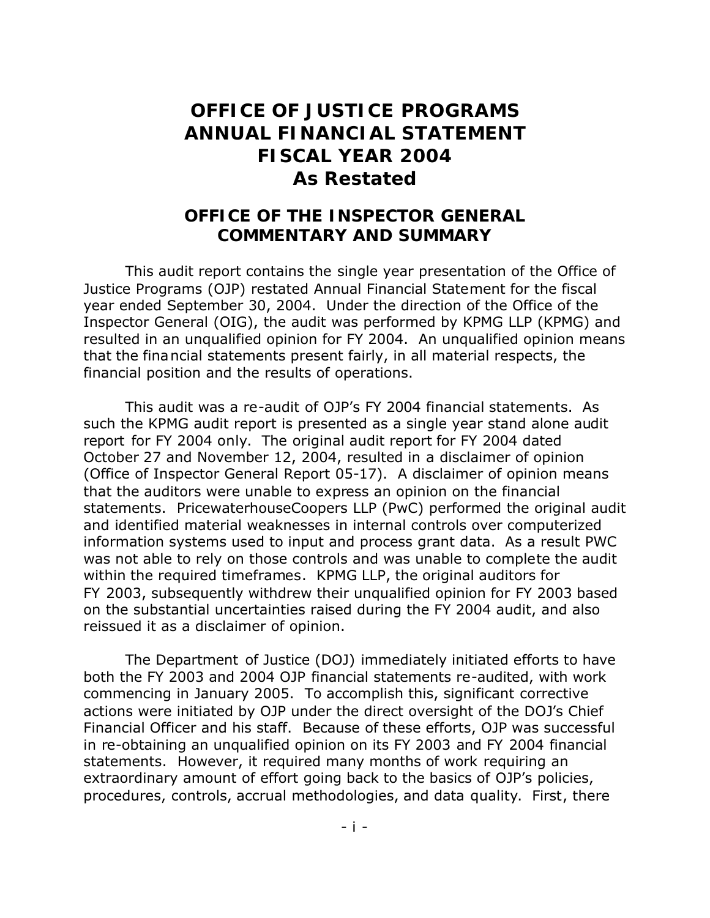# OFFICE OF JUSTICE PROGRAMS ANNUAL FINANCIAL STATEMENT FISCAL YEAR 2004 As Restated

## OFFICE OF THE INSPECTOR GENERAL COMMENTARY AND SUMMARY

This audit report contains the single year presentation of the Office of Justice Programs (OJP) restated Annual Financial Statement for the fiscal year ended September 30, 2004. Under the direction of the Office of the Inspector General (OIG), the audit was performed by KPMG LLP (KPMG) and resulted in an unqualified opinion for FY 2004. An unqualified opinion means that the financial statements present fairly, in all material respects, the financial position and the results of operations.

This audit was a re-audit of OJP's FY 2004 financial statements. As such the KPMG audit report is presented as a single year stand alone audit report for FY 2004 only. The original audit report for FY 2004 dated October 27 and November 12, 2004, resulted in a disclaimer of opinion (Office of Inspector General Report 05-17). A disclaimer of opinion means that the auditors were unable to express an opinion on the financial statements. PricewaterhouseCoopers LLP (PwC) performed the original audit and identified material weaknesses in internal controls over computerized information systems used to input and process grant data. As a result PWC was not able to rely on those controls and was unable to complete the audit within the required timeframes. KPMG LLP, the original auditors for FY 2003, subsequently withdrew their unqualified opinion for FY 2003 based on the substantial uncertainties raised during the FY 2004 audit, and also reissued it as a disclaimer of opinion.

The Department of Justice (DOJ) immediately initiated efforts to have both the FY 2003 and 2004 OJP financial statements re-audited, with work commencing in January 2005. To accomplish this, significant corrective actions were initiated by OJP under the direct oversight of the DOJ's Chief Financial Officer and his staff. Because of these efforts, OJP was successful in re-obtaining an unqualified opinion on its FY 2003 and FY 2004 financial statements. However, it required many months of work requiring an extraordinary amount of effort going back to the basics of OJP's policies, procedures, controls, accrual methodologies, and data quality. First, there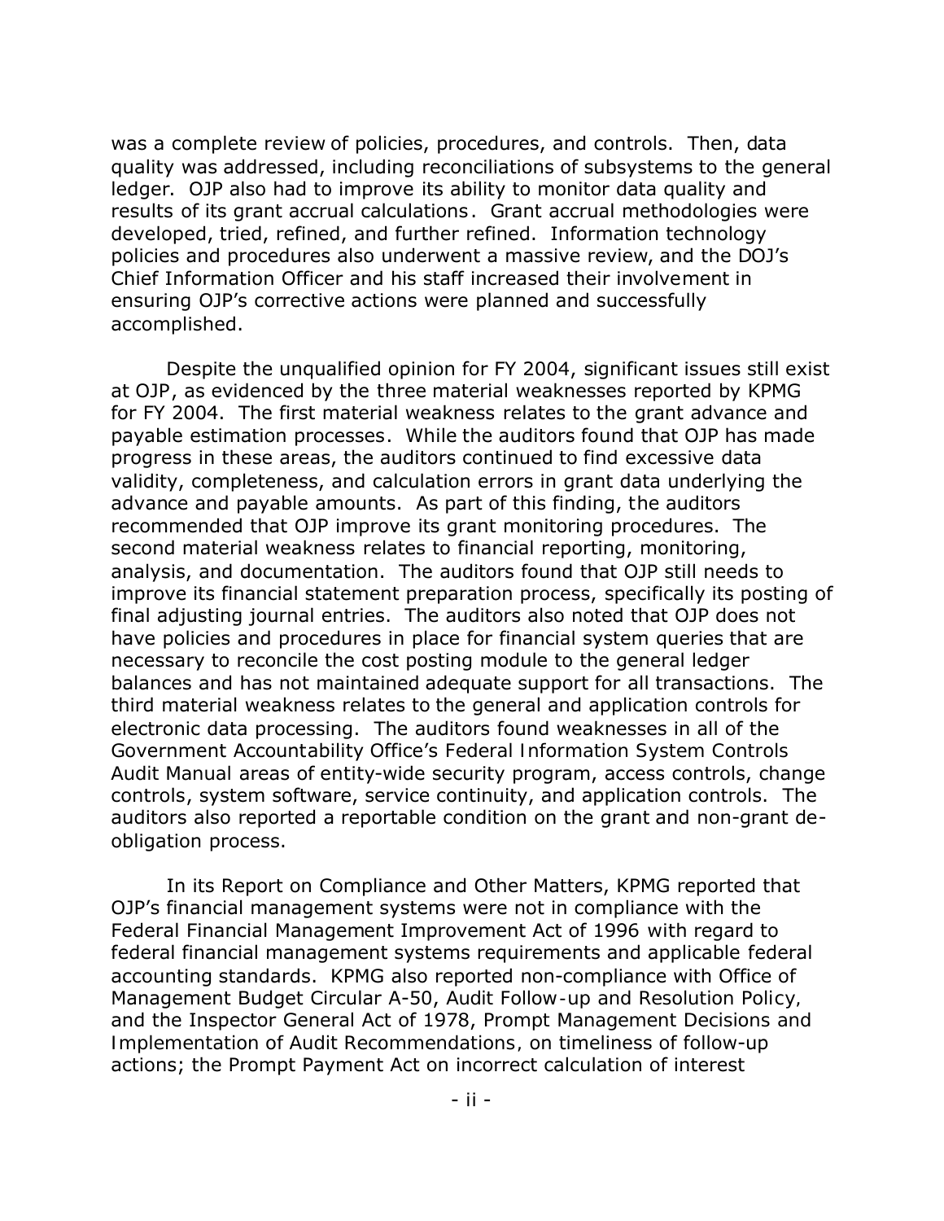was a complete review of policies, procedures, and controls. Then, data quality was addressed, including reconciliations of subsystems to the general ledger. OJP also had to improve its ability to monitor data quality and results of its grant accrual calculations. Grant accrual methodologies were developed, tried, refined, and further refined. Information technology policies and procedures also underwent a massive review, and the DOJ's Chief Information Officer and his staff increased their involvement in ensuring OJP's corrective actions were planned and successfully accomplished.

Despite the unqualified opinion for FY 2004, significant issues still exist at OJP, as evidenced by the three material weaknesses reported by KPMG for FY 2004. The first material weakness relates to the grant advance and payable estimation processes. While the auditors found that OJP has made progress in these areas, the auditors continued to find excessive data validity, completeness, and calculation errors in grant data underlying the advance and payable amounts. As part of this finding, the auditors recommended that OJP improve its grant monitoring procedures. The second material weakness relates to financial reporting, monitoring, analysis, and documentation. The auditors found that OJP still needs to improve its financial statement preparation process, specifically its posting of final adjusting journal entries. The auditors also noted that OJP does not have policies and procedures in place for financial system queries that are necessary to reconcile the cost posting module to the general ledger balances and has not maintained adequate support for all transactions. The third material weakness relates to the general and application controls for electronic data processing. The auditors found weaknesses in all of the Government Accountability Office's Federal Information System Controls Audit Manual areas of entity-wide security program, access controls, change controls, system software, service continuity, and application controls. The auditors also reported a reportable condition on the grant and non-grant de-obligation process.

In its Report on Compliance and Other Matters, KPMG reported that OJP's financial management systems were not in compliance with the Federal Financial Management Improvement Act of 1996 with regard to federal financial management systems requirements and applicable federal accounting standards. KPMG also reported non-compliance with Office of Management Budget Circular A-50, Audit Follow-up and Resolution Policy, and the Inspector General Act of 1978, Prompt Management Decisions and Implementation of Audit Recommendations, on timeliness of follow-up actions; the Prompt Payment Act on incorrect calculation of interest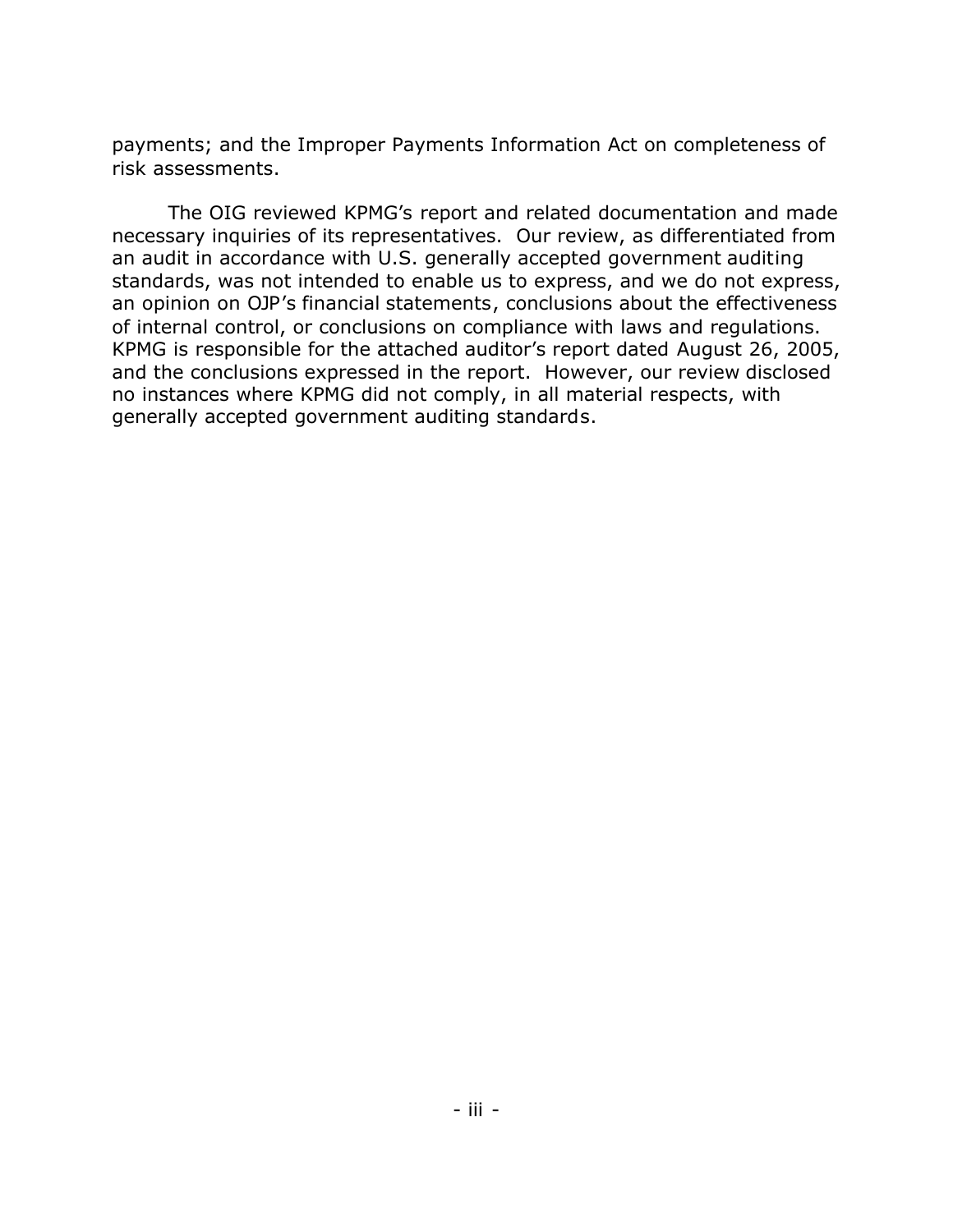payments; and the Improper Payments Information Act on completeness of risk assessments.

The OIG reviewed KPMG's report and related documentation and made necessary inquiries of its representatives. Our review, as differentiated from an audit in accordance with U.S. generally accepted government auditing standards, was not intended to enable us to express, and we do not express, an opinion on OJP's financial statements, conclusions about the effectiveness of internal control, or conclusions on compliance with laws and regulations. KPMG is responsible for the attached auditor's report dated August 26, 2005, and the conclusions expressed in the report. However, our review disclosed no instances where KPMG did not comply, in all material respects, with generally accepted government auditing standards.